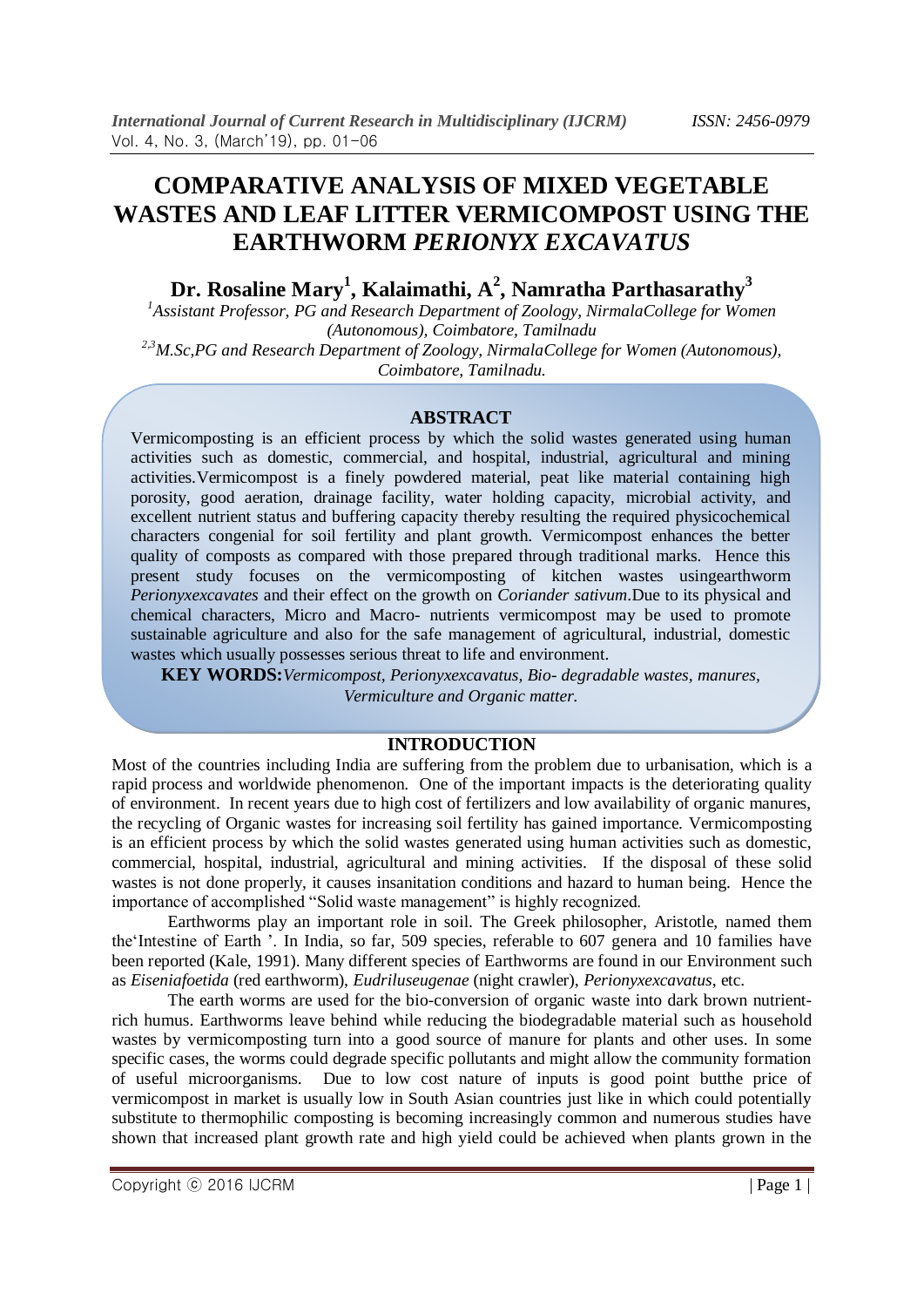# COMPARATIVE ANALYSIS OF MIXED VEGETABLE WASTES AND LEAF LITTER VERMICOMPOST USING THE EARTHWORM *PERIONYX EXCAVATUS*

**Dr. Rosaline Mary[1], Kalaimathi, A[2], Namratha Parthasarathy[3]**

[1]*Assistant Professor, PG and Research Department of Zoology, NirmalaCollege for Women (Autonomous), Coimbatore, Tamilnadu*

[2,3]*M.Sc,PG and Research Department of Zoology, NirmalaCollege for Women (Autonomous), Coimbatore, Tamilnadu.*

## ABSTRACT

Vermicomposting is an efficient process by which the solid wastes generated using human activities such as domestic, commercial, and hospital, industrial, agricultural and mining activities.Vermicompost is a finely powdered material, peat like material containing high porosity, good aeration, drainage facility, water holding capacity, microbial activity, and excellent nutrient status and buffering capacity thereby resulting the required physicochemical characters congenial for soil fertility and plant growth. Vermicompost enhances the better quality of composts as compared with those prepared through traditional marks. Hence this present study focuses on the vermicomposting of kitchen wastes usingearthworm *Perionyxexcavates* and their effect on the growth on *Coriander sativum*.Due to its physical and chemical characters, Micro and Macro- nutrients vermicompost may be used to promote sustainable agriculture and also for the safe management of agricultural, industrial, domestic wastes which usually possesses serious threat to life and environment.

**KEY WORDS:** *Vermicompost, Perionyxexcavatus, Bio- degradable wastes, manures, Vermiculture and Organic matter.*

## INTRODUCTION

Most of the countries including India are suffering from the problem due to urbanisation, which is a rapid process and worldwide phenomenon. One of the important impacts is the deteriorating quality of environment. In recent years due to high cost of fertilizers and low availability of organic manures, the recycling of Organic wastes for increasing soil fertility has gained importance. Vermicomposting is an efficient process by which the solid wastes generated using human activities such as domestic, commercial, hospital, industrial, agricultural and mining activities. If the disposal of these solid wastes is not done properly, it causes insanitation conditions and hazard to human being. Hence the importance of accomplished "Solid waste management" is highly recognized.

Earthworms play an important role in soil. The Greek philosopher, Aristotle, named them the'Intestine of Earth '. In India, so far, 509 species, referable to 607 genera and 10 families have been reported (Kale, 1991). Many different species of Earthworms are found in our Environment such as *Eiseniafoetida* (red earthworm), *Eudriluseugenae* (night crawler), *Perionyxexcavatus*, etc.

The earth worms are used for the bio-conversion of organic waste into dark brown nutrient-rich humus. Earthworms leave behind while reducing the biodegradable material such as household wastes by vermicomposting turn into a good source of manure for plants and other uses. In some specific cases, the worms could degrade specific pollutants and might allow the community formation of useful microorganisms. Due to low cost nature of inputs is good point butthe price of vermicompost in market is usually low in South Asian countries just like in which could potentially substitute to thermophilic composting is becoming increasingly common and numerous studies have shown that increased plant growth rate and high yield could be achieved when plants grown in the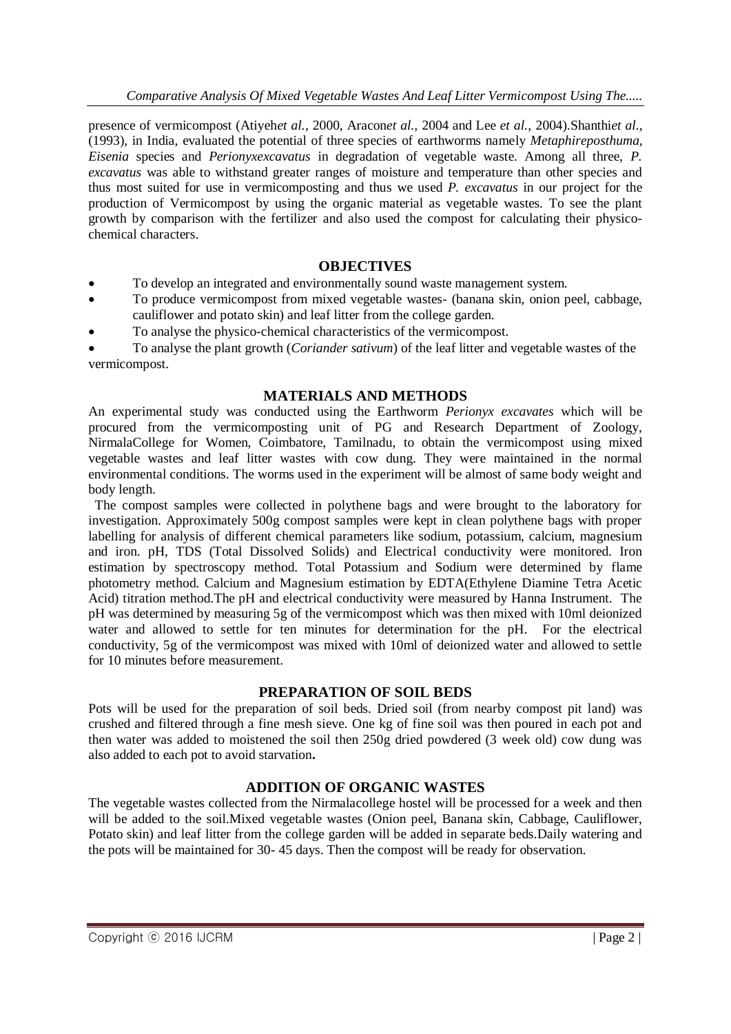presence of vermicompost (Atiyeh*et al.,* 2000, Aracon*et al.,* 2004 and Lee *et al.,* 2004).Shanthi*et al.,* (1993), in India, evaluated the potential of three species of earthworms namely *Metaphireposthuma*, *Eisenia* species and *Perionyxexcavatus* in degradation of vegetable waste. Among all three, *P. excavatus* was able to withstand greater ranges of moisture and temperature than other species and thus most suited for use in vermicomposting and thus we used *P. excavatus* in our project for the production of Vermicompost by using the organic material as vegetable wastes. To see the plant growth by comparison with the fertilizer and also used the compost for calculating their physico-chemical characters.

## OBJECTIVES

- To develop an integrated and environmentally sound waste management system.
- To produce vermicompost from mixed vegetable wastes- (banana skin, onion peel, cabbage, cauliflower and potato skin) and leaf litter from the college garden.
- To analyse the physico-chemical characteristics of the vermicompost.
- To analyse the plant growth (*Coriander sativum*) of the leaf litter and vegetable wastes of the vermicompost.

## MATERIALS AND METHODS

An experimental study was conducted using the Earthworm *Perionyx excavates* which will be procured from the vermicomposting unit of PG and Research Department of Zoology, NirmalaCollege for Women, Coimbatore, Tamilnadu, to obtain the vermicompost using mixed vegetable wastes and leaf litter wastes with cow dung. They were maintained in the normal environmental conditions. The worms used in the experiment will be almost of same body weight and body length.

The compost samples were collected in polythene bags and were brought to the laboratory for investigation. Approximately 500g compost samples were kept in clean polythene bags with proper labelling for analysis of different chemical parameters like sodium, potassium, calcium, magnesium and iron. pH, TDS (Total Dissolved Solids) and Electrical conductivity were monitored. Iron estimation by spectroscopy method. Total Potassium and Sodium were determined by flame photometry method. Calcium and Magnesium estimation by EDTA(Ethylene Diamine Tetra Acetic Acid) titration method.The pH and electrical conductivity were measured by Hanna Instrument. The pH was determined by measuring 5g of the vermicompost which was then mixed with 10ml deionized water and allowed to settle for ten minutes for determination for the pH. For the electrical conductivity, 5g of the vermicompost was mixed with 10ml of deionized water and allowed to settle for 10 minutes before measurement.

## PREPARATION OF SOIL BEDS

Pots will be used for the preparation of soil beds. Dried soil (from nearby compost pit land) was crushed and filtered through a fine mesh sieve. One kg of fine soil was then poured in each pot and then water was added to moistened the soil then 250g dried powdered (3 week old) cow dung was also added to each pot to avoid starvation**.**

## ADDITION OF ORGANIC WASTES

The vegetable wastes collected from the Nirmalacollege hostel will be processed for a week and then will be added to the soil.Mixed vegetable wastes (Onion peel, Banana skin, Cabbage, Cauliflower, Potato skin) and leaf litter from the college garden will be added in separate beds.Daily watering and the pots will be maintained for 30- 45 days. Then the compost will be ready for observation.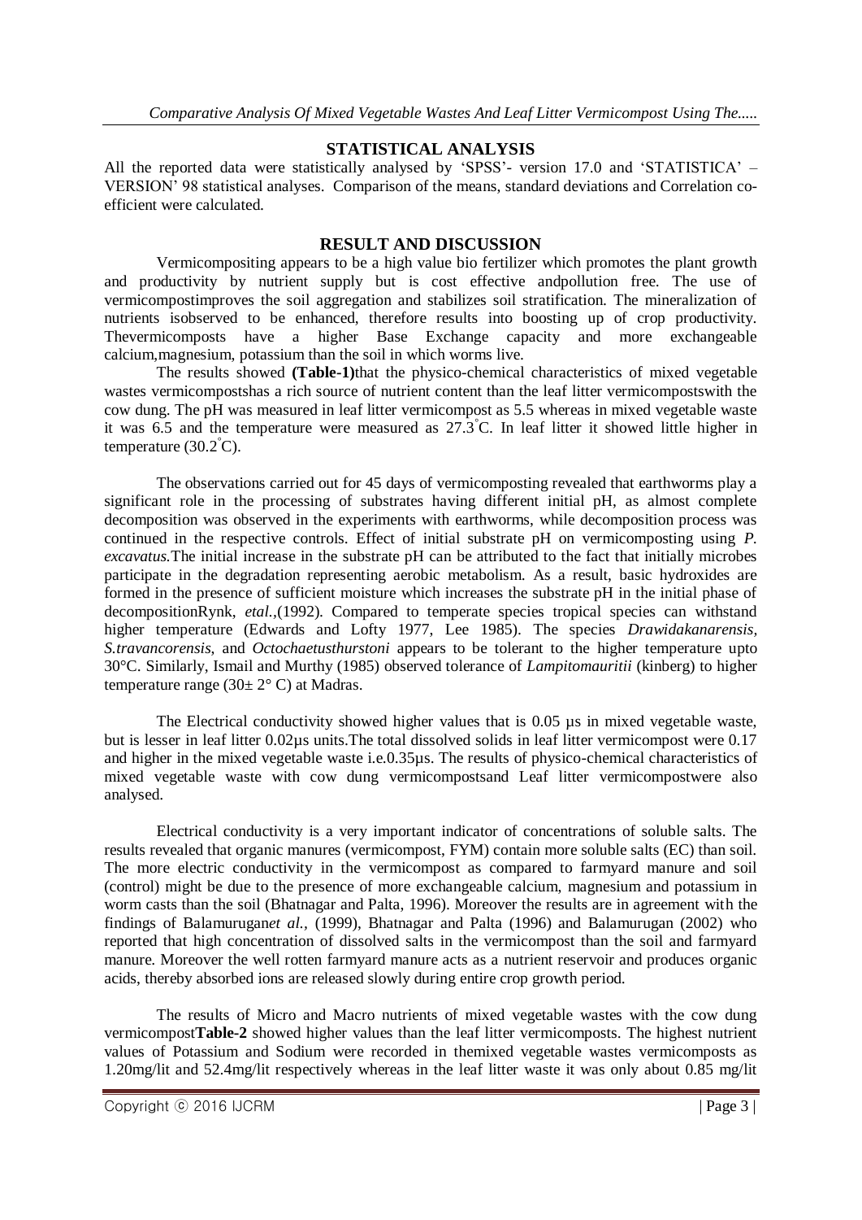## STATISTICAL ANALYSIS

All the reported data were statistically analysed by 'SPSS'- version 17.0 and 'STATISTICA' – VERSION' 98 statistical analyses. Comparison of the means, standard deviations and Correlation co-efficient were calculated.

## RESULT AND DISCUSSION

Vermicompositing appears to be a high value bio fertilizer which promotes the plant growth and productivity by nutrient supply but is cost effective andpollution free. The use of vermicompostimproves the soil aggregation and stabilizes soil stratification. The mineralization of nutrients isobserved to be enhanced, therefore results into boosting up of crop productivity. Thevermicomposts have a higher Base Exchange capacity and more exchangeable calcium,magnesium, potassium than the soil in which worms live.

The results showed **(Table-1)**that the physico-chemical characteristics of mixed vegetable wastes vermicompostshas a rich source of nutrient content than the leaf litter vermicompostswith the cow dung. The pH was measured in leaf litter vermicompost as 5.5 whereas in mixed vegetable waste it was 6.5 and the temperature were measured as 27.3°C. In leaf litter it showed little higher in temperature (30.2°C).

The observations carried out for 45 days of vermicomposting revealed that earthworms play a significant role in the processing of substrates having different initial pH, as almost complete decomposition was observed in the experiments with earthworms, while decomposition process was continued in the respective controls. Effect of initial substrate pH on vermicomposting using *P. excavatus.*The initial increase in the substrate pH can be attributed to the fact that initially microbes participate in the degradation representing aerobic metabolism. As a result, basic hydroxides are formed in the presence of sufficient moisture which increases the substrate pH in the initial phase of decompositionRynk, *etal.,*(1992). Compared to temperate species tropical species can withstand higher temperature (Edwards and Lofty 1977, Lee 1985). The species *Drawidakanarensis, S.travancorensis*, and *Octochaetusthurstoni* appears to be tolerant to the higher temperature upto 30°C. Similarly, Ismail and Murthy (1985) observed tolerance of *Lampitomauritii* (kinberg) to higher temperature range (30± 2° C) at Madras.

The Electrical conductivity showed higher values that is 0.05 µs in mixed vegetable waste, but is lesser in leaf litter 0.02µs units.The total dissolved solids in leaf litter vermicompost were 0.17 and higher in the mixed vegetable waste i.e.0.35µs. The results of physico-chemical characteristics of mixed vegetable waste with cow dung vermicompostsand Leaf litter vermicompostwere also analysed.

Electrical conductivity is a very important indicator of concentrations of soluble salts. The results revealed that organic manures (vermicompost, FYM) contain more soluble salts (EC) than soil. The more electric conductivity in the vermicompost as compared to farmyard manure and soil (control) might be due to the presence of more exchangeable calcium, magnesium and potassium in worm casts than the soil (Bhatnagar and Palta, 1996). Moreover the results are in agreement with the findings of Balamurugan*et al.,* (1999), Bhatnagar and Palta (1996) and Balamurugan (2002) who reported that high concentration of dissolved salts in the vermicompost than the soil and farmyard manure. Moreover the well rotten farmyard manure acts as a nutrient reservoir and produces organic acids, thereby absorbed ions are released slowly during entire crop growth period.

The results of Micro and Macro nutrients of mixed vegetable wastes with the cow dung vermicompost**Table-2** showed higher values than the leaf litter vermicomposts. The highest nutrient values of Potassium and Sodium were recorded in themixed vegetable wastes vermicomposts as 1.20mg/lit and 52.4mg/lit respectively whereas in the leaf litter waste it was only about 0.85 mg/lit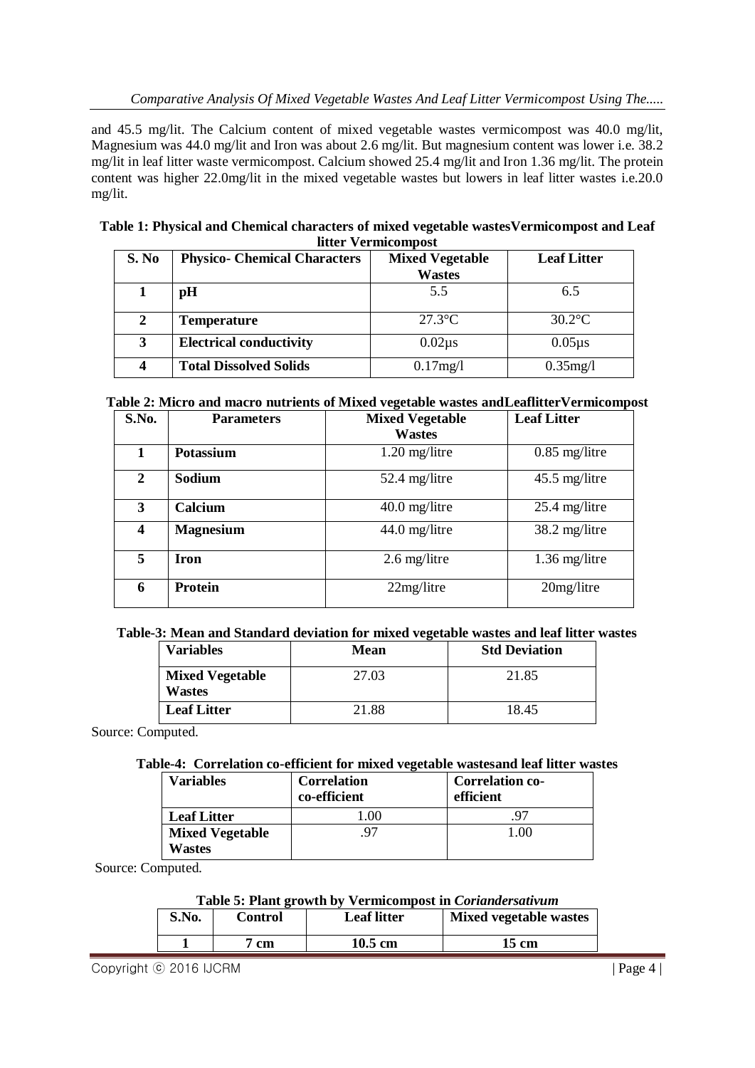and 45.5 mg/lit. The Calcium content of mixed vegetable wastes vermicompost was 40.0 mg/lit, Magnesium was 44.0 mg/lit and Iron was about 2.6 mg/lit. But magnesium content was lower i.e. 38.2 mg/lit in leaf litter waste vermicompost. Calcium showed 25.4 mg/lit and Iron 1.36 mg/lit. The protein content was higher 22.0mg/lit in the mixed vegetable wastes but lowers in leaf litter wastes i.e.20.0 mg/lit.

**Table 1: Physical and Chemical characters of mixed vegetable wastesVermicompost and Leaf litter Vermicompost**

| S. No | Physico- Chemical Characters | Mixed Vegetable Wastes | Leaf Litter |
|---|---|---|---|
| 1 | pH | 5.5 | 6.5 |
| 2 | Temperature | 27.3°C | 30.2°C |
| 3 | Electrical conductivity | 0.02µs | 0.05µs |
| 4 | Total Dissolved Solids | 0.17mg/l | 0.35mg/l |

**Table 2: Micro and macro nutrients of Mixed vegetable wastes andLeaflitterVermicompost**

| S.No. | Parameters | Mixed Vegetable Wastes | Leaf Litter |
|---|---|---|---|
| 1 | Potassium | 1.20 mg/litre | 0.85 mg/litre |
| 2 | Sodium | 52.4 mg/litre | 45.5 mg/litre |
| 3 | Calcium | 40.0 mg/litre | 25.4 mg/litre |
| 4 | Magnesium | 44.0 mg/litre | 38.2 mg/litre |
| 5 | Iron | 2.6 mg/litre | 1.36 mg/litre |
| 6 | Protein | 22mg/litre | 20mg/litre |

**Table-3: Mean and Standard deviation for mixed vegetable wastes and leaf litter wastes**

| Variables | Mean | Std Deviation |
|---|---|---|
| Mixed Vegetable Wastes | 27.03 | 21.85 |
| Leaf Litter | 21.88 | 18.45 |

Source: Computed.

**Table-4: Correlation co-efficient for mixed vegetable wastesand leaf litter wastes**

| Variables | Correlation co-efficient | Correlation co-efficient |
|---|---|---|
| Leaf Litter | 1.00 | .97 |
| Mixed Vegetable Wastes | .97 | 1.00 |

Source: Computed.

**Table 5: Plant growth by Vermicompost in *Coriandersativum***

| S.No. | Control | Leaf litter | Mixed vegetable wastes |
|---|---|---|---|
| 1 | 7 cm | 10.5 cm | 15 cm |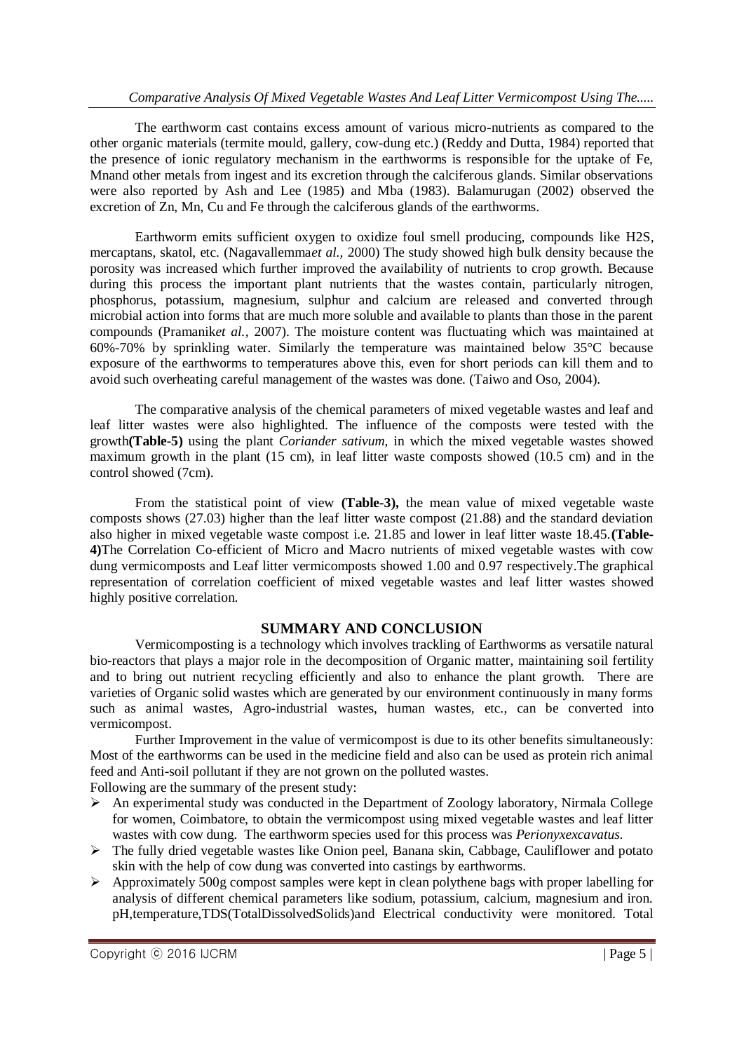The earthworm cast contains excess amount of various micro-nutrients as compared to the other organic materials (termite mould, gallery, cow-dung etc.) (Reddy and Dutta, 1984) reported that the presence of ionic regulatory mechanism in the earthworms is responsible for the uptake of Fe, Mnand other metals from ingest and its excretion through the calciferous glands. Similar observations were also reported by Ash and Lee (1985) and Mba (1983). Balamurugan (2002) observed the excretion of Zn, Mn, Cu and Fe through the calciferous glands of the earthworms.

Earthworm emits sufficient oxygen to oxidize foul smell producing, compounds like H2S, mercaptans, skatol, etc. (Nagavallemma*et al.,* 2000) The study showed high bulk density because the porosity was increased which further improved the availability of nutrients to crop growth. Because during this process the important plant nutrients that the wastes contain, particularly nitrogen, phosphorus, potassium, magnesium, sulphur and calcium are released and converted through microbial action into forms that are much more soluble and available to plants than those in the parent compounds (Pramanik*et al.*, 2007). The moisture content was fluctuating which was maintained at 60%-70% by sprinkling water. Similarly the temperature was maintained below 35°C because exposure of the earthworms to temperatures above this, even for short periods can kill them and to avoid such overheating careful management of the wastes was done. (Taiwo and Oso, 2004).

The comparative analysis of the chemical parameters of mixed vegetable wastes and leaf and leaf litter wastes were also highlighted. The influence of the composts were tested with the growth**(Table-5)** using the plant *Coriander sativum,* in which the mixed vegetable wastes showed maximum growth in the plant (15 cm), in leaf litter waste composts showed (10.5 cm) and in the control showed (7cm).

From the statistical point of view **(Table-3),** the mean value of mixed vegetable waste composts shows (27.03) higher than the leaf litter waste compost (21.88) and the standard deviation also higher in mixed vegetable waste compost i.e. 21.85 and lower in leaf litter waste 18.45.**(Table-4)**The Correlation Co-efficient of Micro and Macro nutrients of mixed vegetable wastes with cow dung vermicomposts and Leaf litter vermicomposts showed 1.00 and 0.97 respectively.The graphical representation of correlation coefficient of mixed vegetable wastes and leaf litter wastes showed highly positive correlation.

## SUMMARY AND CONCLUSION

Vermicomposting is a technology which involves trackling of Earthworms as versatile natural bio-reactors that plays a major role in the decomposition of Organic matter, maintaining soil fertility and to bring out nutrient recycling efficiently and also to enhance the plant growth. There are varieties of Organic solid wastes which are generated by our environment continuously in many forms such as animal wastes, Agro-industrial wastes, human wastes, etc., can be converted into vermicompost.

Further Improvement in the value of vermicompost is due to its other benefits simultaneously: Most of the earthworms can be used in the medicine field and also can be used as protein rich animal feed and Anti-soil pollutant if they are not grown on the polluted wastes.

Following are the summary of the present study:

- An experimental study was conducted in the Department of Zoology laboratory, Nirmala College for women, Coimbatore, to obtain the vermicompost using mixed vegetable wastes and leaf litter wastes with cow dung. The earthworm species used for this process was *Perionyxexcavatus.*
- The fully dried vegetable wastes like Onion peel, Banana skin, Cabbage, Cauliflower and potato skin with the help of cow dung was converted into castings by earthworms.
- Approximately 500g compost samples were kept in clean polythene bags with proper labelling for analysis of different chemical parameters like sodium, potassium, calcium, magnesium and iron. pH,temperature,TDS(TotalDissolvedSolids)and Electrical conductivity were monitored. Total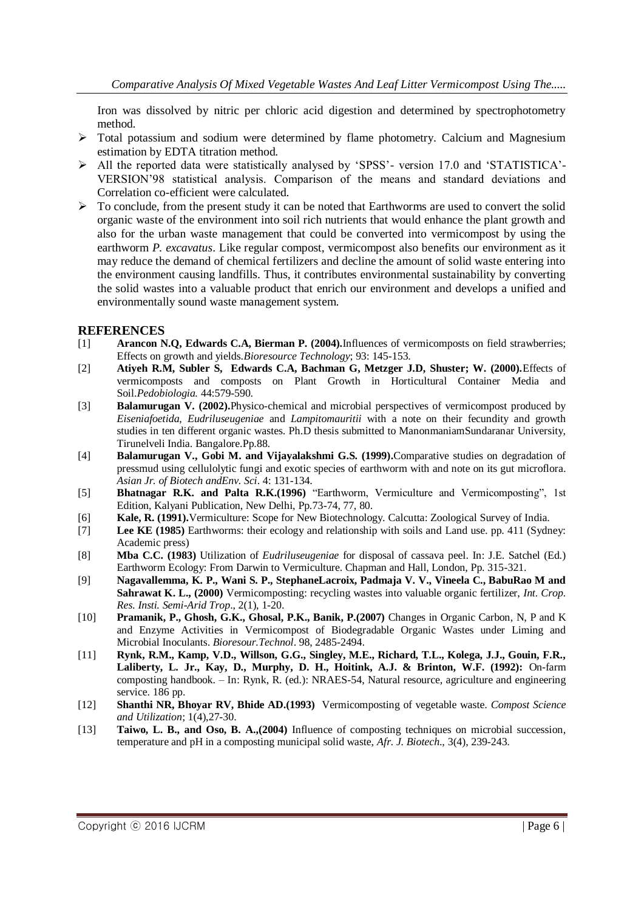Iron was dissolved by nitric per chloric acid digestion and determined by spectrophotometry method.

- Total potassium and sodium were determined by flame photometry. Calcium and Magnesium estimation by EDTA titration method.
- All the reported data were statistically analysed by 'SPSS'- version 17.0 and 'STATISTICA'- VERSION'98 statistical analysis. Comparison of the means and standard deviations and Correlation co-efficient were calculated.
- To conclude, from the present study it can be noted that Earthworms are used to convert the solid organic waste of the environment into soil rich nutrients that would enhance the plant growth and also for the urban waste management that could be converted into vermicompost by using the earthworm *P. excavatus*. Like regular compost, vermicompost also benefits our environment as it may reduce the demand of chemical fertilizers and decline the amount of solid waste entering into the environment causing landfills. Thus, it contributes environmental sustainability by converting the solid wastes into a valuable product that enrich our environment and develops a unified and environmentally sound waste management system.

## REFERENCES

[1] **Arancon N.Q, Edwards C.A, Bierman P. (2004).**Influences of vermicomposts on field strawberries; Effects on growth and yields.*Bioresource Technology*; 93: 145-153.

[2] **Atiyeh R.M, Subler S, Edwards C.A, Bachman G, Metzger J.D, Shuster; W. (2000).**Effects of vermicomposts and composts on Plant Growth in Horticultural Container Media and Soil.*Pedobiologia.* 44:579-590.

[3] **Balamurugan V. (2002).**Physico-chemical and microbial perspectives of vermicompost produced by *Eiseniafoetida, Eudriluseugeniae* and *Lampitomauritii* with a note on their fecundity and growth studies in ten different organic wastes. Ph.D thesis submitted to ManonmaniamSundaranar University, Tirunelveli India. Bangalore.Pp.88.

[4] **Balamurugan V., Gobi M. and Vijayalakshmi G.S. (1999).**Comparative studies on degradation of pressmud using cellulolytic fungi and exotic species of earthworm with and note on its gut microflora. *Asian Jr. of Biotech andEnv. Sci*. 4: 131-134.

[5] **Bhatnagar R.K. and Palta R.K.(1996)** "Earthworm, Vermiculture and Vermicomposting", 1st Edition, Kalyani Publication, New Delhi, Pp.73-74, 77, 80.

[6] **Kale, R. (1991).**Vermiculture: Scope for New Biotechnology. Calcutta: Zoological Survey of India.

[7] **Lee KE (1985)** Earthworms: their ecology and relationship with soils and Land use. pp. 411 (Sydney: Academic press)

[8] **Mba C.C. (1983)** Utilization of *Eudriluseugeniae* for disposal of cassava peel. In: J.E. Satchel (Ed.) Earthworm Ecology: From Darwin to Vermiculture. Chapman and Hall, London, Pp. 315-321.

[9] **Nagavallemma, K. P., Wani S. P., StephaneLacroix, Padmaja V. V., Vineela C., BabuRao M and Sahrawat K. L., (2000)** Vermicomposting: recycling wastes into valuable organic fertilizer, *Int. Crop. Res. Insti. Semi-Arid Trop*., 2(1), 1-20.

[10] **Pramanik, P., Ghosh, G.K., Ghosal, P.K., Banik, P.(2007)** Changes in Organic Carbon, N, P and K and Enzyme Activities in Vermicompost of Biodegradable Organic Wastes under Liming and Microbial Inoculants. *Bioresour.Technol*. 98, 2485-2494.

[11] **Rynk, R.M., Kamp, V.D., Willson, G.G., Singley, M.E., Richard, T.L., Kolega, J.J., Gouin, F.R., Laliberty, L. Jr., Kay, D., Murphy, D. H., Hoitink, A.J. & Brinton, W.F. (1992):** On-farm composting handbook. – In: Rynk, R. (ed.): NRAES-54, Natural resource, agriculture and engineering service. 186 pp.

[12] **Shanthi NR, Bhoyar RV, Bhide AD.(1993)** Vermicomposting of vegetable waste. *Compost Science and Utilization*; 1(4),27-30.

[13] **Taiwo, L. B., and Oso, B. A.,(2004)** Influence of composting techniques on microbial succession, temperature and pH in a composting municipal solid waste, *Afr. J. Biotech*., 3(4), 239-243.